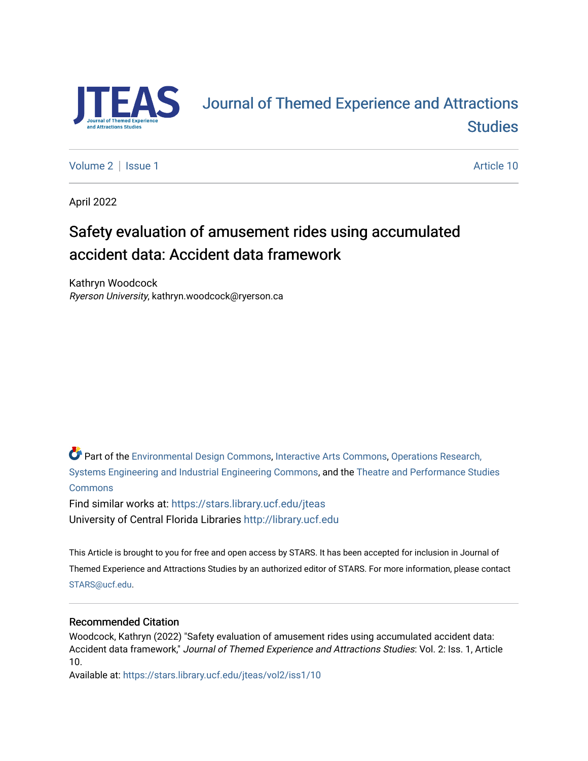# Journal of Themed Experience and Attractions Studies

Volume 2 | Issue 1 Article 10

April 2022

## Safety evaluation of amusement rides using accumulated accident data: Accident data framework

Kathryn Woodcock
*Ryerson University*, kathryn.woodcock@ryerson.ca

Part of the Environmental Design Commons, Interactive Arts Commons, Operations Research, Systems Engineering and Industrial Engineering Commons, and the Theatre and Performance Studies Commons

Find similar works at: https://stars.library.ucf.edu/jteas

University of Central Florida Libraries http://library.ucf.edu

This Article is brought to you for free and open access by STARS. It has been accepted for inclusion in Journal of Themed Experience and Attractions Studies by an authorized editor of STARS. For more information, please contact STARS@ucf.edu.

### Recommended Citation

Woodcock, Kathryn (2022) "Safety evaluation of amusement rides using accumulated accident data: Accident data framework," *Journal of Themed Experience and Attractions Studies*: Vol. 2: Iss. 1, Article 10.

Available at: https://stars.library.ucf.edu/jteas/vol2/iss1/10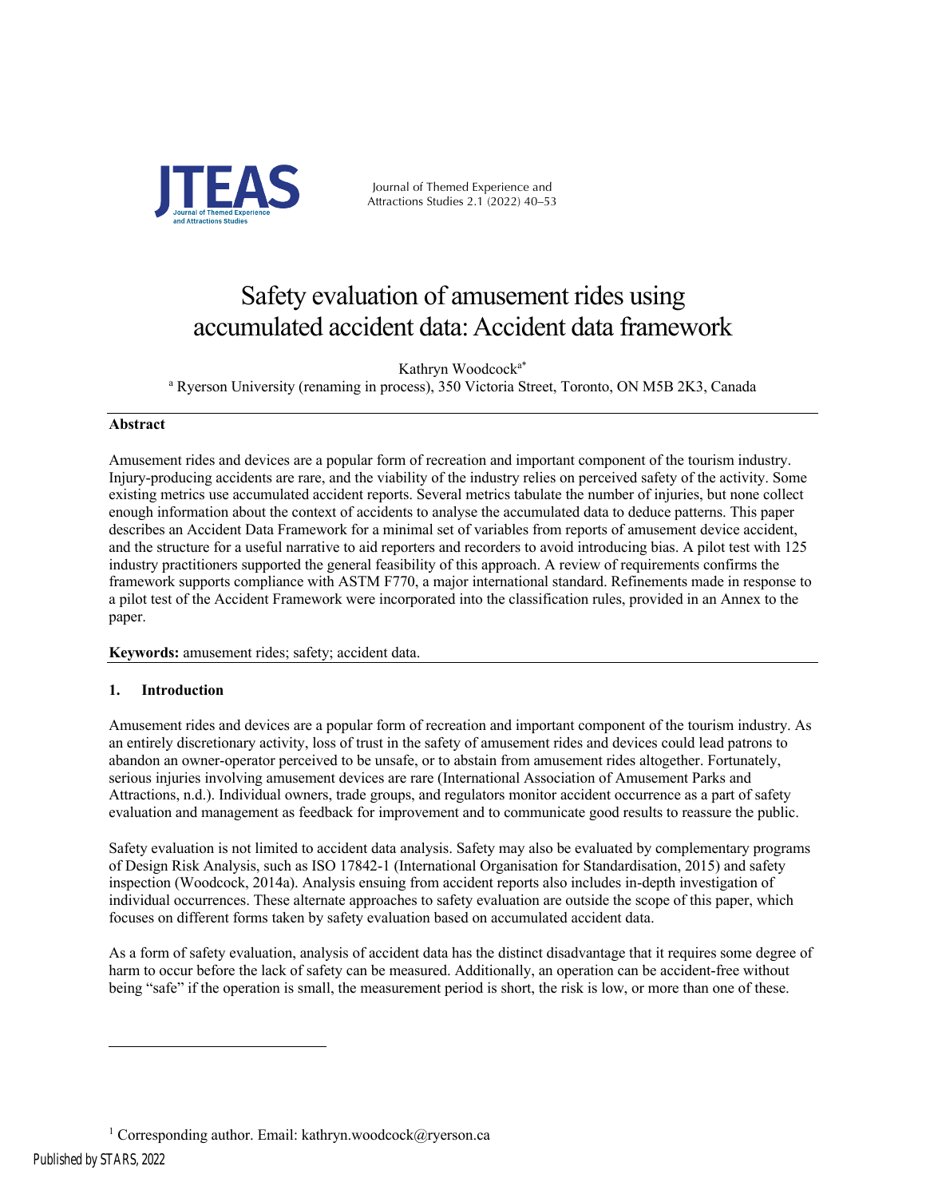# Safety evaluation of amusement rides using accumulated accident data: Accident data framework

Kathryn Woodcock[a*]

[a] Ryerson University (renaming in process), 350 Victoria Street, Toronto, ON M5B 2K3, Canada

## Abstract

Amusement rides and devices are a popular form of recreation and important component of the tourism industry. Injury-producing accidents are rare, and the viability of the industry relies on perceived safety of the activity. Some existing metrics use accumulated accident reports. Several metrics tabulate the number of injuries, but none collect enough information about the context of accidents to analyse the accumulated data to deduce patterns. This paper describes an Accident Data Framework for a minimal set of variables from reports of amusement device accident, and the structure for a useful narrative to aid reporters and recorders to avoid introducing bias. A pilot test with 125 industry practitioners supported the general feasibility of this approach. A review of requirements confirms the framework supports compliance with ASTM F770, a major international standard. Refinements made in response to a pilot test of the Accident Framework were incorporated into the classification rules, provided in an Annex to the paper.

**Keywords:** amusement rides; safety; accident data.

## 1. Introduction

Amusement rides and devices are a popular form of recreation and important component of the tourism industry. As an entirely discretionary activity, loss of trust in the safety of amusement rides and devices could lead patrons to abandon an owner-operator perceived to be unsafe, or to abstain from amusement rides altogether. Fortunately, serious injuries involving amusement devices are rare (International Association of Amusement Parks and Attractions, n.d.). Individual owners, trade groups, and regulators monitor accident occurrence as a part of safety evaluation and management as feedback for improvement and to communicate good results to reassure the public.

Safety evaluation is not limited to accident data analysis. Safety may also be evaluated by complementary programs of Design Risk Analysis, such as ISO 17842-1 (International Organisation for Standardisation, 2015) and safety inspection (Woodcock, 2014a). Analysis ensuing from accident reports also includes in-depth investigation of individual occurrences. These alternate approaches to safety evaluation are outside the scope of this paper, which focuses on different forms taken by safety evaluation based on accumulated accident data.

As a form of safety evaluation, analysis of accident data has the distinct disadvantage that it requires some degree of harm to occur before the lack of safety can be measured. Additionally, an operation can be accident-free without being "safe" if the operation is small, the measurement period is short, the risk is low, or more than one of these.

[1] Corresponding author. Email: kathryn.woodcock@ryerson.ca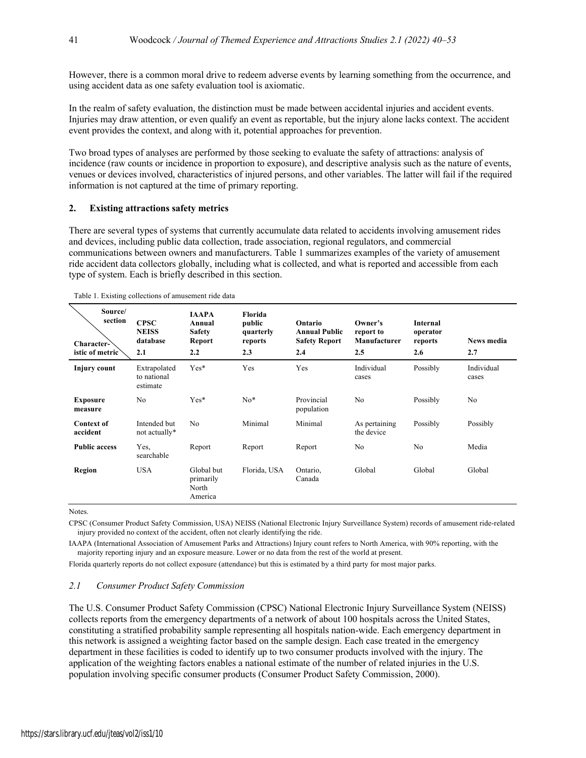However, there is a common moral drive to redeem adverse events by learning something from the occurrence, and using accident data as one safety evaluation tool is axiomatic.

In the realm of safety evaluation, the distinction must be made between accidental injuries and accident events. Injuries may draw attention, or even qualify an event as reportable, but the injury alone lacks context. The accident event provides the context, and along with it, potential approaches for prevention.

Two broad types of analyses are performed by those seeking to evaluate the safety of attractions: analysis of incidence (raw counts or incidence in proportion to exposure), and descriptive analysis such as the nature of events, venues or devices involved, characteristics of injured persons, and other variables. The latter will fail if the required information is not captured at the time of primary reporting.

## 2. Existing attractions safety metrics

There are several types of systems that currently accumulate data related to accidents involving amusement rides and devices, including public data collection, trade association, regional regulators, and commercial communications between owners and manufacturers. Table 1 summarizes examples of the variety of amusement ride accident data collectors globally, including what is collected, and what is reported and accessible from each type of system. Each is briefly described in this section.

Table 1. Existing collections of amusement ride data

| Source/section / Characteristic of metric | CPSC NEISS database 2.1 | IAAPA Annual Safety Report 2.2 | Florida public quarterly reports 2.3 | Ontario Annual Public Safety Report 2.4 | Owner's report to Manufacturer 2.5 | Internal operator reports 2.6 | News media 2.7 |
|---|---|---|---|---|---|---|---|
| **Injury count** | Extrapolated to national estimate | Yes* | Yes | Yes | Individual cases | Possibly | Individual cases |
| **Exposure measure** | No | Yes* | No* | Provincial population | No | Possibly | No |
| **Context of accident** | Intended but not actually* | No | Minimal | Minimal | As pertaining the device | Possibly | Possibly |
| **Public access** | Yes, searchable | Report | Report | Report | No | No | Media |
| **Region** | USA | Global but primarily North America | Florida, USA | Ontario, Canada | Global | Global | Global |

Notes.

CPSC (Consumer Product Safety Commission, USA) NEISS (National Electronic Injury Surveillance System) records of amusement ride-related injury provided no context of the accident, often not clearly identifying the ride.

IAAPA (International Association of Amusement Parks and Attractions) Injury count refers to North America, with 90% reporting, with the majority reporting injury and an exposure measure. Lower or no data from the rest of the world at present.

Florida quarterly reports do not collect exposure (attendance) but this is estimated by a third party for most major parks.

### *2.1 Consumer Product Safety Commission*

The U.S. Consumer Product Safety Commission (CPSC) National Electronic Injury Surveillance System (NEISS) collects reports from the emergency departments of a network of about 100 hospitals across the United States, constituting a stratified probability sample representing all hospitals nation-wide. Each emergency department in this network is assigned a weighting factor based on the sample design. Each case treated in the emergency department in these facilities is coded to identify up to two consumer products involved with the injury. The application of the weighting factors enables a national estimate of the number of related injuries in the U.S. population involving specific consumer products (Consumer Product Safety Commission, 2000).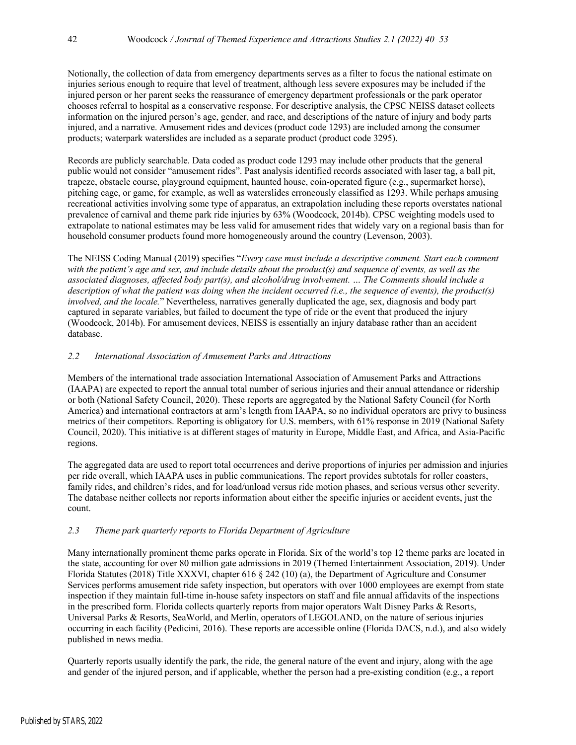Notionally, the collection of data from emergency departments serves as a filter to focus the national estimate on injuries serious enough to require that level of treatment, although less severe exposures may be included if the injured person or her parent seeks the reassurance of emergency department professionals or the park operator chooses referral to hospital as a conservative response. For descriptive analysis, the CPSC NEISS dataset collects information on the injured person's age, gender, and race, and descriptions of the nature of injury and body parts injured, and a narrative. Amusement rides and devices (product code 1293) are included among the consumer products; waterpark waterslides are included as a separate product (product code 3295).

Records are publicly searchable. Data coded as product code 1293 may include other products that the general public would not consider "amusement rides". Past analysis identified records associated with laser tag, a ball pit, trapeze, obstacle course, playground equipment, haunted house, coin-operated figure (e.g., supermarket horse), pitching cage, or game, for example, as well as waterslides erroneously classified as 1293. While perhaps amusing recreational activities involving some type of apparatus, an extrapolation including these reports overstates national prevalence of carnival and theme park ride injuries by 63% (Woodcock, 2014b). CPSC weighting models used to extrapolate to national estimates may be less valid for amusement rides that widely vary on a regional basis than for household consumer products found more homogeneously around the country (Levenson, 2003).

The NEISS Coding Manual (2019) specifies "*Every case must include a descriptive comment. Start each comment with the patient's age and sex, and include details about the product(s) and sequence of events, as well as the associated diagnoses, affected body part(s), and alcohol/drug involvement. … The Comments should include a description of what the patient was doing when the incident occurred (i.e., the sequence of events), the product(s) involved, and the locale.*" Nevertheless, narratives generally duplicated the age, sex, diagnosis and body part captured in separate variables, but failed to document the type of ride or the event that produced the injury (Woodcock, 2014b). For amusement devices, NEISS is essentially an injury database rather than an accident database.

### *2.2 International Association of Amusement Parks and Attractions*

Members of the international trade association International Association of Amusement Parks and Attractions (IAAPA) are expected to report the annual total number of serious injuries and their annual attendance or ridership or both (National Safety Council, 2020). These reports are aggregated by the National Safety Council (for North America) and international contractors at arm's length from IAAPA, so no individual operators are privy to business metrics of their competitors. Reporting is obligatory for U.S. members, with 61% response in 2019 (National Safety Council, 2020). This initiative is at different stages of maturity in Europe, Middle East, and Africa, and Asia-Pacific regions.

The aggregated data are used to report total occurrences and derive proportions of injuries per admission and injuries per ride overall, which IAAPA uses in public communications. The report provides subtotals for roller coasters, family rides, and children's rides, and for load/unload versus ride motion phases, and serious versus other severity. The database neither collects nor reports information about either the specific injuries or accident events, just the count.

### *2.3 Theme park quarterly reports to Florida Department of Agriculture*

Many internationally prominent theme parks operate in Florida. Six of the world's top 12 theme parks are located in the state, accounting for over 80 million gate admissions in 2019 (Themed Entertainment Association, 2019). Under Florida Statutes (2018) Title XXXVI, chapter 616 § 242 (10) (a), the Department of Agriculture and Consumer Services performs amusement ride safety inspection, but operators with over 1000 employees are exempt from state inspection if they maintain full-time in-house safety inspectors on staff and file annual affidavits of the inspections in the prescribed form. Florida collects quarterly reports from major operators Walt Disney Parks & Resorts, Universal Parks & Resorts, SeaWorld, and Merlin, operators of LEGOLAND, on the nature of serious injuries occurring in each facility (Pedicini, 2016). These reports are accessible online (Florida DACS, n.d.), and also widely published in news media.

Quarterly reports usually identify the park, the ride, the general nature of the event and injury, along with the age and gender of the injured person, and if applicable, whether the person had a pre-existing condition (e.g., a report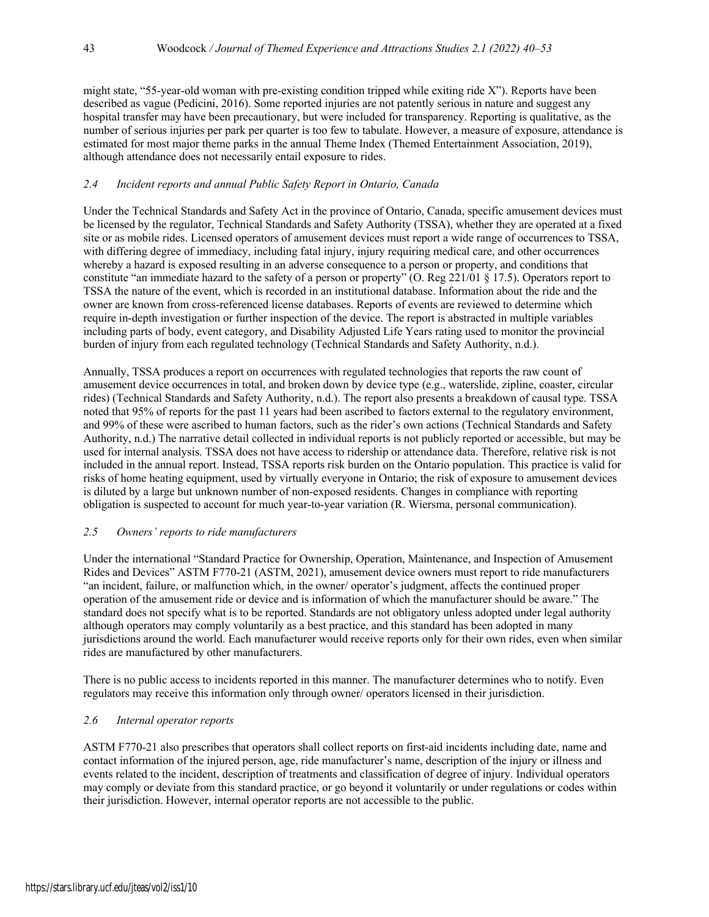might state, "55-year-old woman with pre-existing condition tripped while exiting ride X"). Reports have been described as vague (Pedicini, 2016). Some reported injuries are not patently serious in nature and suggest any hospital transfer may have been precautionary, but were included for transparency. Reporting is qualitative, as the number of serious injuries per park per quarter is too few to tabulate. However, a measure of exposure, attendance is estimated for most major theme parks in the annual Theme Index (Themed Entertainment Association, 2019), although attendance does not necessarily entail exposure to rides.

### *2.4 Incident reports and annual Public Safety Report in Ontario, Canada*

Under the Technical Standards and Safety Act in the province of Ontario, Canada, specific amusement devices must be licensed by the regulator, Technical Standards and Safety Authority (TSSA), whether they are operated at a fixed site or as mobile rides. Licensed operators of amusement devices must report a wide range of occurrences to TSSA, with differing degree of immediacy, including fatal injury, injury requiring medical care, and other occurrences whereby a hazard is exposed resulting in an adverse consequence to a person or property, and conditions that constitute "an immediate hazard to the safety of a person or property" (O. Reg 221/01 § 17.5). Operators report to TSSA the nature of the event, which is recorded in an institutional database. Information about the ride and the owner are known from cross-referenced license databases. Reports of events are reviewed to determine which require in-depth investigation or further inspection of the device. The report is abstracted in multiple variables including parts of body, event category, and Disability Adjusted Life Years rating used to monitor the provincial burden of injury from each regulated technology (Technical Standards and Safety Authority, n.d.).

Annually, TSSA produces a report on occurrences with regulated technologies that reports the raw count of amusement device occurrences in total, and broken down by device type (e.g., waterslide, zipline, coaster, circular rides) (Technical Standards and Safety Authority, n.d.). The report also presents a breakdown of causal type. TSSA noted that 95% of reports for the past 11 years had been ascribed to factors external to the regulatory environment, and 99% of these were ascribed to human factors, such as the rider's own actions (Technical Standards and Safety Authority, n.d.) The narrative detail collected in individual reports is not publicly reported or accessible, but may be used for internal analysis. TSSA does not have access to ridership or attendance data. Therefore, relative risk is not included in the annual report. Instead, TSSA reports risk burden on the Ontario population. This practice is valid for risks of home heating equipment, used by virtually everyone in Ontario; the risk of exposure to amusement devices is diluted by a large but unknown number of non-exposed residents. Changes in compliance with reporting obligation is suspected to account for much year-to-year variation (R. Wiersma, personal communication).

### *2.5 Owners' reports to ride manufacturers*

Under the international "Standard Practice for Ownership, Operation, Maintenance, and Inspection of Amusement Rides and Devices" ASTM F770-21 (ASTM, 2021), amusement device owners must report to ride manufacturers "an incident, failure, or malfunction which, in the owner/ operator's judgment, affects the continued proper operation of the amusement ride or device and is information of which the manufacturer should be aware." The standard does not specify what is to be reported. Standards are not obligatory unless adopted under legal authority although operators may comply voluntarily as a best practice, and this standard has been adopted in many jurisdictions around the world. Each manufacturer would receive reports only for their own rides, even when similar rides are manufactured by other manufacturers.

There is no public access to incidents reported in this manner. The manufacturer determines who to notify. Even regulators may receive this information only through owner/ operators licensed in their jurisdiction.

### *2.6 Internal operator reports*

ASTM F770-21 also prescribes that operators shall collect reports on first-aid incidents including date, name and contact information of the injured person, age, ride manufacturer's name, description of the injury or illness and events related to the incident, description of treatments and classification of degree of injury. Individual operators may comply or deviate from this standard practice, or go beyond it voluntarily or under regulations or codes within their jurisdiction. However, internal operator reports are not accessible to the public.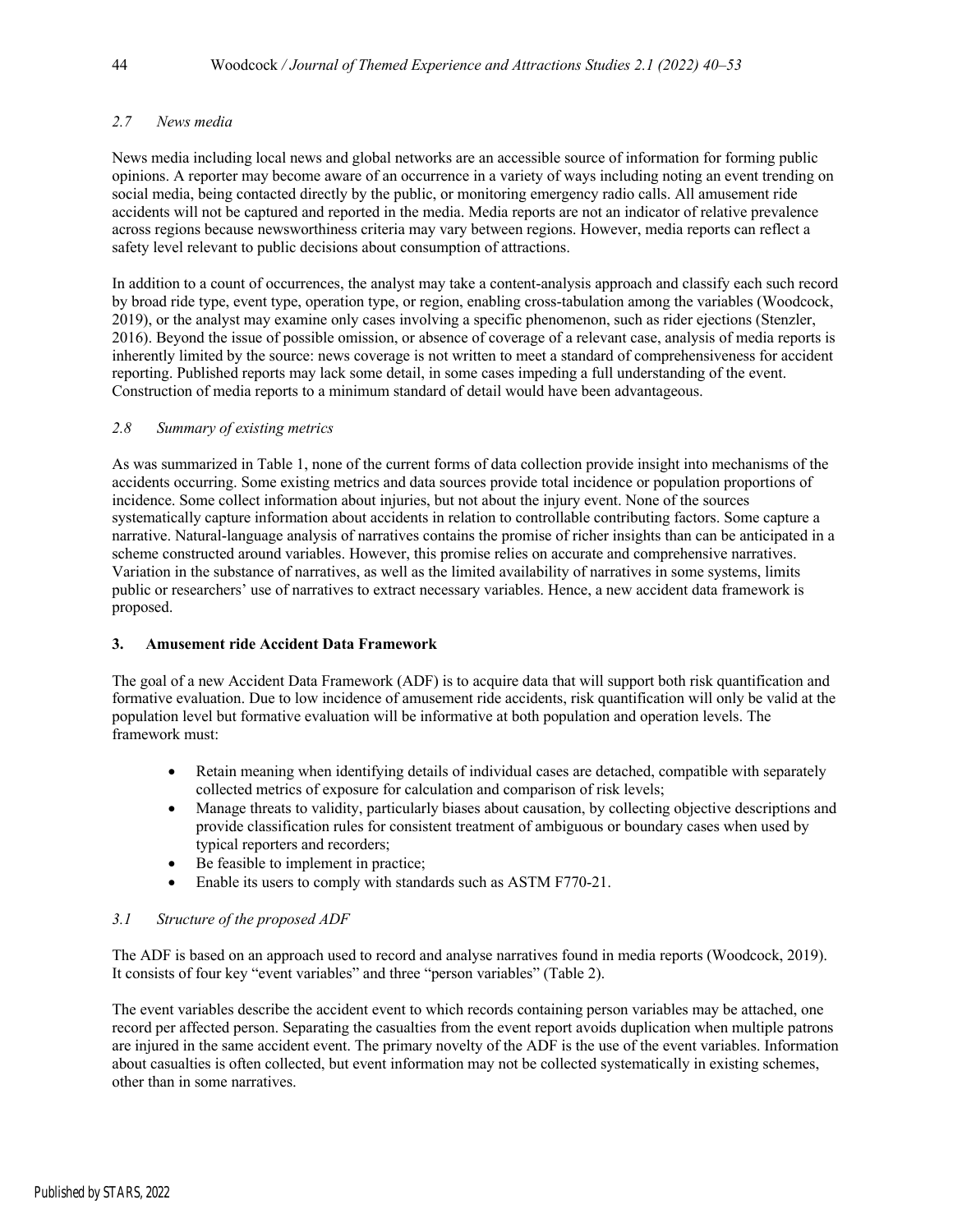### *2.7 News media*

News media including local news and global networks are an accessible source of information for forming public opinions. A reporter may become aware of an occurrence in a variety of ways including noting an event trending on social media, being contacted directly by the public, or monitoring emergency radio calls. All amusement ride accidents will not be captured and reported in the media. Media reports are not an indicator of relative prevalence across regions because newsworthiness criteria may vary between regions. However, media reports can reflect a safety level relevant to public decisions about consumption of attractions.

In addition to a count of occurrences, the analyst may take a content-analysis approach and classify each such record by broad ride type, event type, operation type, or region, enabling cross-tabulation among the variables (Woodcock, 2019), or the analyst may examine only cases involving a specific phenomenon, such as rider ejections (Stenzler, 2016). Beyond the issue of possible omission, or absence of coverage of a relevant case, analysis of media reports is inherently limited by the source: news coverage is not written to meet a standard of comprehensiveness for accident reporting. Published reports may lack some detail, in some cases impeding a full understanding of the event. Construction of media reports to a minimum standard of detail would have been advantageous.

### *2.8 Summary of existing metrics*

As was summarized in Table 1, none of the current forms of data collection provide insight into mechanisms of the accidents occurring. Some existing metrics and data sources provide total incidence or population proportions of incidence. Some collect information about injuries, but not about the injury event. None of the sources systematically capture information about accidents in relation to controllable contributing factors. Some capture a narrative. Natural-language analysis of narratives contains the promise of richer insights than can be anticipated in a scheme constructed around variables. However, this promise relies on accurate and comprehensive narratives. Variation in the substance of narratives, as well as the limited availability of narratives in some systems, limits public or researchers' use of narratives to extract necessary variables. Hence, a new accident data framework is proposed.

## **3. Amusement ride Accident Data Framework**

The goal of a new Accident Data Framework (ADF) is to acquire data that will support both risk quantification and formative evaluation. Due to low incidence of amusement ride accidents, risk quantification will only be valid at the population level but formative evaluation will be informative at both population and operation levels. The framework must:

- Retain meaning when identifying details of individual cases are detached, compatible with separately collected metrics of exposure for calculation and comparison of risk levels;
- Manage threats to validity, particularly biases about causation, by collecting objective descriptions and provide classification rules for consistent treatment of ambiguous or boundary cases when used by typical reporters and recorders;
- Be feasible to implement in practice;
- Enable its users to comply with standards such as ASTM F770-21.

### *3.1 Structure of the proposed ADF*

The ADF is based on an approach used to record and analyse narratives found in media reports (Woodcock, 2019). It consists of four key "event variables" and three "person variables" (Table 2).

The event variables describe the accident event to which records containing person variables may be attached, one record per affected person. Separating the casualties from the event report avoids duplication when multiple patrons are injured in the same accident event. The primary novelty of the ADF is the use of the event variables. Information about casualties is often collected, but event information may not be collected systematically in existing schemes, other than in some narratives.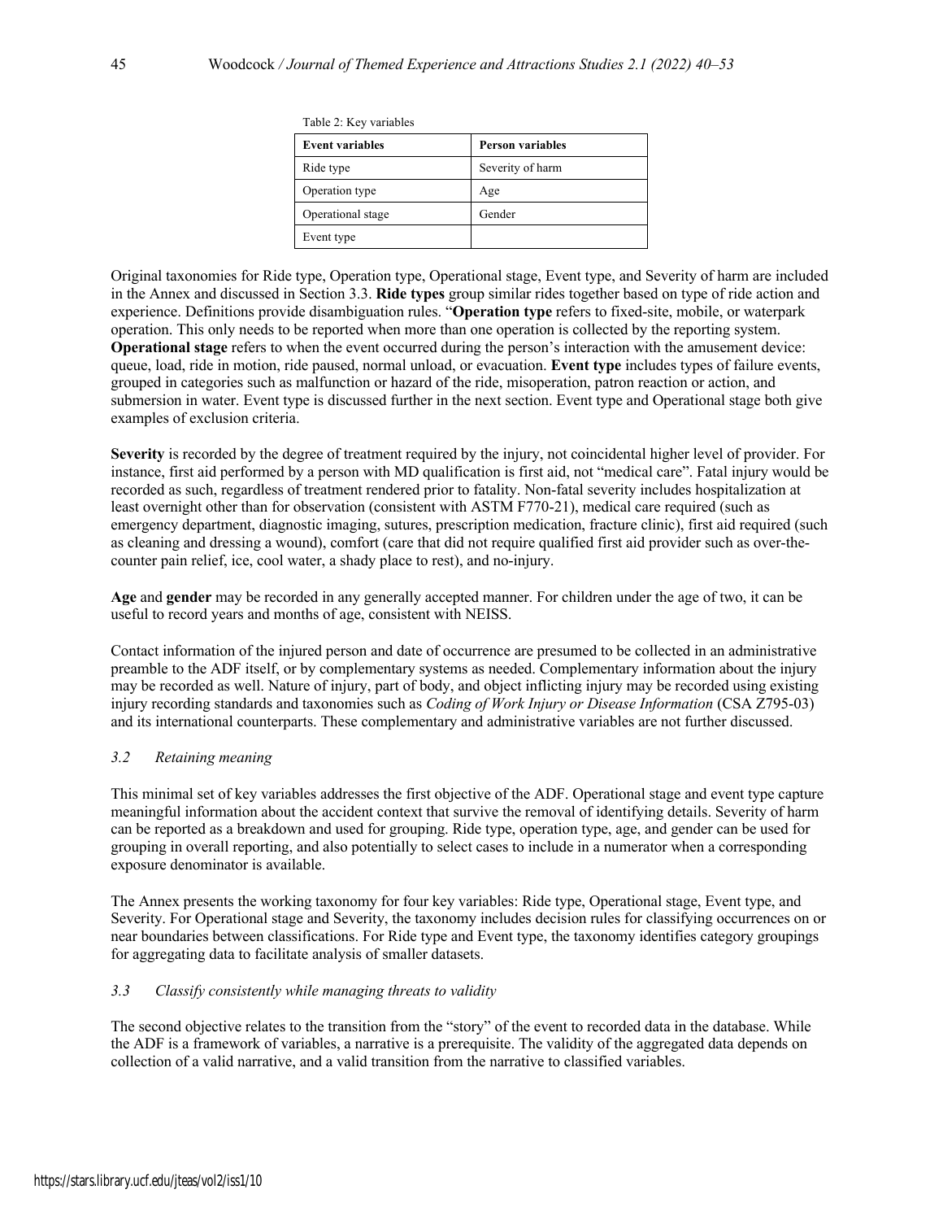Table 2: Key variables

| Event variables | Person variables |
| --- | --- |
| Ride type | Severity of harm |
| Operation type | Age |
| Operational stage | Gender |
| Event type | |

Original taxonomies for Ride type, Operation type, Operational stage, Event type, and Severity of harm are included in the Annex and discussed in Section 3.3. **Ride types** group similar rides together based on type of ride action and experience. Definitions provide disambiguation rules. "**Operation type** refers to fixed-site, mobile, or waterpark operation. This only needs to be reported when more than one operation is collected by the reporting system. **Operational stage** refers to when the event occurred during the person's interaction with the amusement device: queue, load, ride in motion, ride paused, normal unload, or evacuation. **Event type** includes types of failure events, grouped in categories such as malfunction or hazard of the ride, misoperation, patron reaction or action, and submersion in water. Event type is discussed further in the next section. Event type and Operational stage both give examples of exclusion criteria.

**Severity** is recorded by the degree of treatment required by the injury, not coincidental higher level of provider. For instance, first aid performed by a person with MD qualification is first aid, not "medical care". Fatal injury would be recorded as such, regardless of treatment rendered prior to fatality. Non-fatal severity includes hospitalization at least overnight other than for observation (consistent with ASTM F770-21), medical care required (such as emergency department, diagnostic imaging, sutures, prescription medication, fracture clinic), first aid required (such as cleaning and dressing a wound), comfort (care that did not require qualified first aid provider such as over-the-counter pain relief, ice, cool water, a shady place to rest), and no-injury.

**Age** and **gender** may be recorded in any generally accepted manner. For children under the age of two, it can be useful to record years and months of age, consistent with NEISS.

Contact information of the injured person and date of occurrence are presumed to be collected in an administrative preamble to the ADF itself, or by complementary systems as needed. Complementary information about the injury may be recorded as well. Nature of injury, part of body, and object inflicting injury may be recorded using existing injury recording standards and taxonomies such as *Coding of Work Injury or Disease Information* (CSA Z795-03) and its international counterparts. These complementary and administrative variables are not further discussed.

### *3.2 Retaining meaning*

This minimal set of key variables addresses the first objective of the ADF. Operational stage and event type capture meaningful information about the accident context that survive the removal of identifying details. Severity of harm can be reported as a breakdown and used for grouping. Ride type, operation type, age, and gender can be used for grouping in overall reporting, and also potentially to select cases to include in a numerator when a corresponding exposure denominator is available.

The Annex presents the working taxonomy for four key variables: Ride type, Operational stage, Event type, and Severity. For Operational stage and Severity, the taxonomy includes decision rules for classifying occurrences on or near boundaries between classifications. For Ride type and Event type, the taxonomy identifies category groupings for aggregating data to facilitate analysis of smaller datasets.

### *3.3 Classify consistently while managing threats to validity*

The second objective relates to the transition from the "story" of the event to recorded data in the database. While the ADF is a framework of variables, a narrative is a prerequisite. The validity of the aggregated data depends on collection of a valid narrative, and a valid transition from the narrative to classified variables.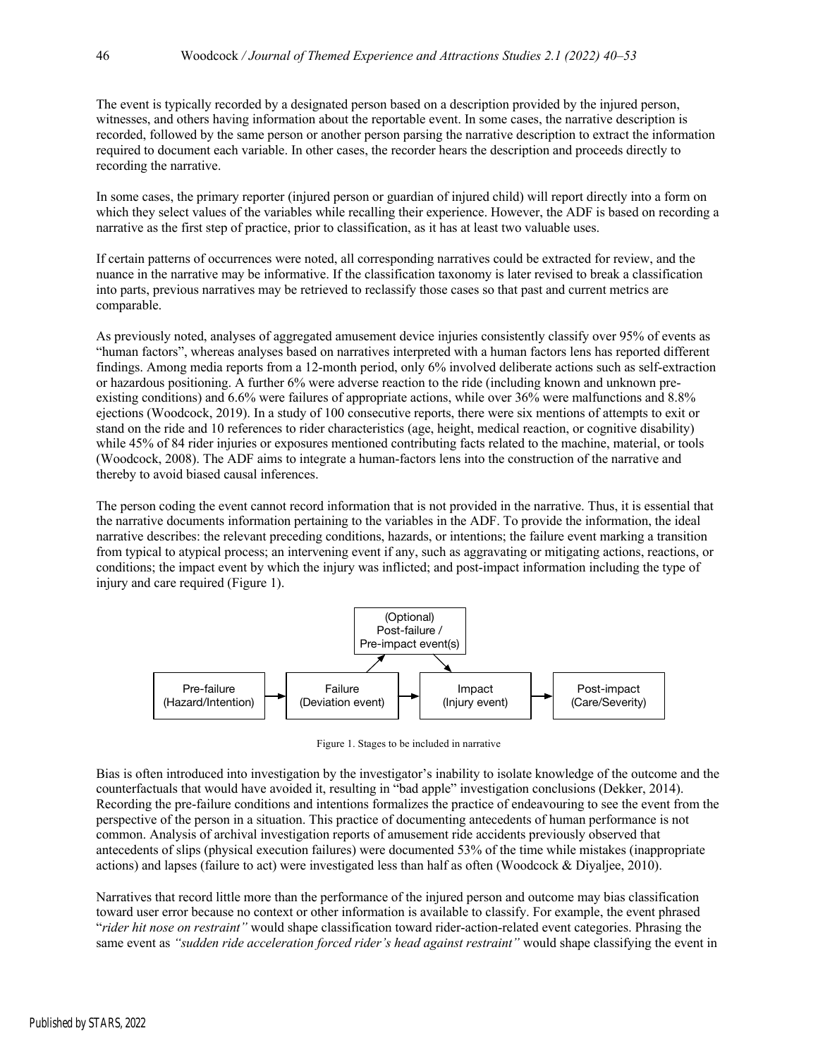The event is typically recorded by a designated person based on a description provided by the injured person, witnesses, and others having information about the reportable event. In some cases, the narrative description is recorded, followed by the same person or another person parsing the narrative description to extract the information required to document each variable. In other cases, the recorder hears the description and proceeds directly to recording the narrative.

In some cases, the primary reporter (injured person or guardian of injured child) will report directly into a form on which they select values of the variables while recalling their experience. However, the ADF is based on recording a narrative as the first step of practice, prior to classification, as it has at least two valuable uses.

If certain patterns of occurrences were noted, all corresponding narratives could be extracted for review, and the nuance in the narrative may be informative. If the classification taxonomy is later revised to break a classification into parts, previous narratives may be retrieved to reclassify those cases so that past and current metrics are comparable.

As previously noted, analyses of aggregated amusement device injuries consistently classify over 95% of events as "human factors", whereas analyses based on narratives interpreted with a human factors lens has reported different findings. Among media reports from a 12-month period, only 6% involved deliberate actions such as self-extraction or hazardous positioning. A further 6% were adverse reaction to the ride (including known and unknown pre-existing conditions) and 6.6% were failures of appropriate actions, while over 36% were malfunctions and 8.8% ejections (Woodcock, 2019). In a study of 100 consecutive reports, there were six mentions of attempts to exit or stand on the ride and 10 references to rider characteristics (age, height, medical reaction, or cognitive disability) while 45% of 84 rider injuries or exposures mentioned contributing facts related to the machine, material, or tools (Woodcock, 2008). The ADF aims to integrate a human-factors lens into the construction of the narrative and thereby to avoid biased causal inferences.

The person coding the event cannot record information that is not provided in the narrative. Thus, it is essential that the narrative documents information pertaining to the variables in the ADF. To provide the information, the ideal narrative describes: the relevant preceding conditions, hazards, or intentions; the failure event marking a transition from typical to atypical process; an intervening event if any, such as aggravating or mitigating actions, reactions, or conditions; the impact event by which the injury was inflicted; and post-impact information including the type of injury and care required (Figure 1).

Figure 1. Stages to be included in narrative

Bias is often introduced into investigation by the investigator's inability to isolate knowledge of the outcome and the counterfactuals that would have avoided it, resulting in "bad apple" investigation conclusions (Dekker, 2014). Recording the pre-failure conditions and intentions formalizes the practice of endeavouring to see the event from the perspective of the person in a situation. This practice of documenting antecedents of human performance is not common. Analysis of archival investigation reports of amusement ride accidents previously observed that antecedents of slips (physical execution failures) were documented 53% of the time while mistakes (inappropriate actions) and lapses (failure to act) were investigated less than half as often (Woodcock & Diyaljee, 2010).

Narratives that record little more than the performance of the injured person and outcome may bias classification toward user error because no context or other information is available to classify. For example, the event phrased "*rider hit nose on restraint"* would shape classification toward rider-action-related event categories. Phrasing the same event as *"sudden ride acceleration forced rider's head against restraint"* would shape classifying the event in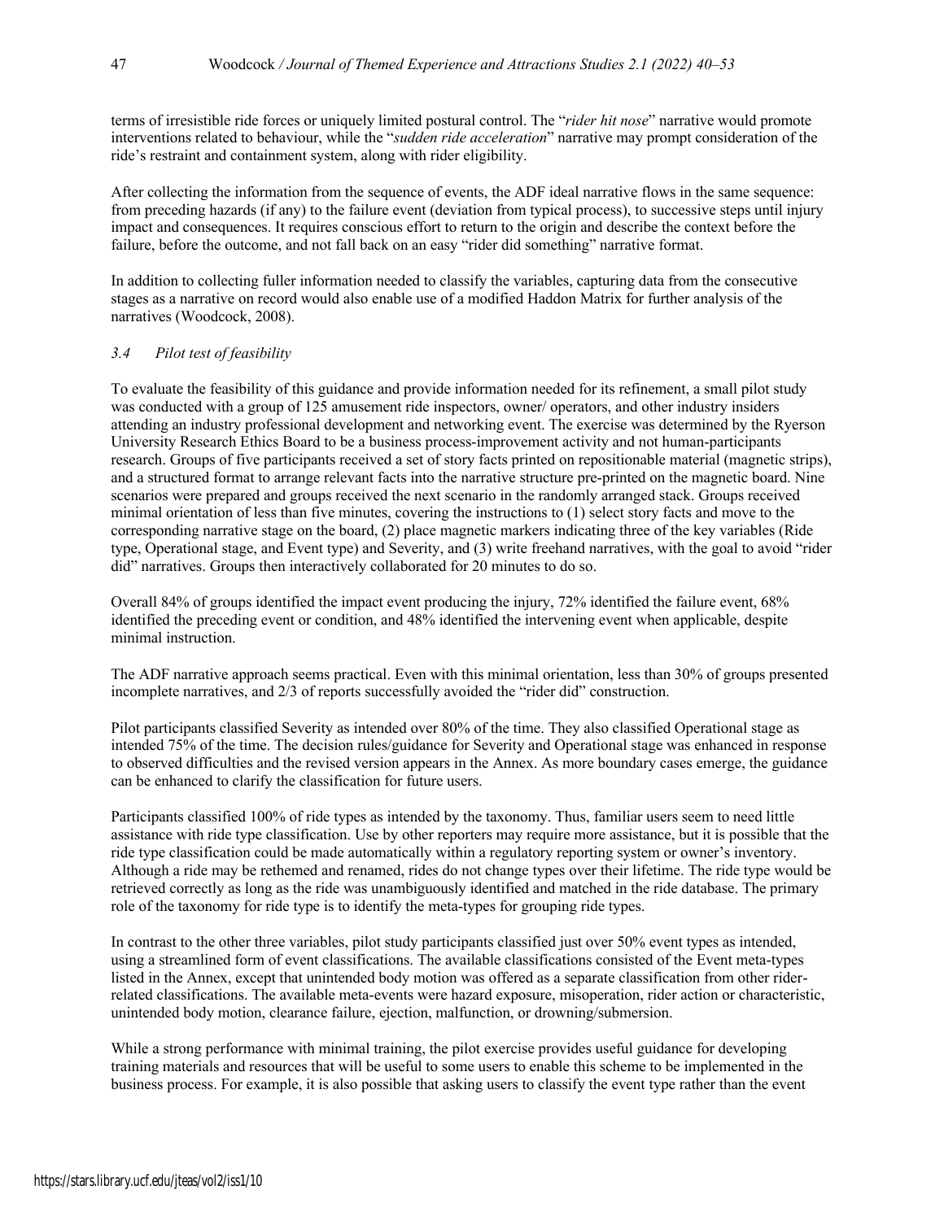terms of irresistible ride forces or uniquely limited postural control. The "*rider hit nose*" narrative would promote interventions related to behaviour, while the "*sudden ride acceleration*" narrative may prompt consideration of the ride's restraint and containment system, along with rider eligibility.

After collecting the information from the sequence of events, the ADF ideal narrative flows in the same sequence: from preceding hazards (if any) to the failure event (deviation from typical process), to successive steps until injury impact and consequences. It requires conscious effort to return to the origin and describe the context before the failure, before the outcome, and not fall back on an easy "rider did something" narrative format.

In addition to collecting fuller information needed to classify the variables, capturing data from the consecutive stages as a narrative on record would also enable use of a modified Haddon Matrix for further analysis of the narratives (Woodcock, 2008).

### *3.4 Pilot test of feasibility*

To evaluate the feasibility of this guidance and provide information needed for its refinement, a small pilot study was conducted with a group of 125 amusement ride inspectors, owner/ operators, and other industry insiders attending an industry professional development and networking event. The exercise was determined by the Ryerson University Research Ethics Board to be a business process-improvement activity and not human-participants research. Groups of five participants received a set of story facts printed on repositionable material (magnetic strips), and a structured format to arrange relevant facts into the narrative structure pre-printed on the magnetic board. Nine scenarios were prepared and groups received the next scenario in the randomly arranged stack. Groups received minimal orientation of less than five minutes, covering the instructions to (1) select story facts and move to the corresponding narrative stage on the board, (2) place magnetic markers indicating three of the key variables (Ride type, Operational stage, and Event type) and Severity, and (3) write freehand narratives, with the goal to avoid "rider did" narratives. Groups then interactively collaborated for 20 minutes to do so.

Overall 84% of groups identified the impact event producing the injury, 72% identified the failure event, 68% identified the preceding event or condition, and 48% identified the intervening event when applicable, despite minimal instruction.

The ADF narrative approach seems practical. Even with this minimal orientation, less than 30% of groups presented incomplete narratives, and 2/3 of reports successfully avoided the "rider did" construction.

Pilot participants classified Severity as intended over 80% of the time. They also classified Operational stage as intended 75% of the time. The decision rules/guidance for Severity and Operational stage was enhanced in response to observed difficulties and the revised version appears in the Annex. As more boundary cases emerge, the guidance can be enhanced to clarify the classification for future users.

Participants classified 100% of ride types as intended by the taxonomy. Thus, familiar users seem to need little assistance with ride type classification. Use by other reporters may require more assistance, but it is possible that the ride type classification could be made automatically within a regulatory reporting system or owner's inventory. Although a ride may be rethemed and renamed, rides do not change types over their lifetime. The ride type would be retrieved correctly as long as the ride was unambiguously identified and matched in the ride database. The primary role of the taxonomy for ride type is to identify the meta-types for grouping ride types.

In contrast to the other three variables, pilot study participants classified just over 50% event types as intended, using a streamlined form of event classifications. The available classifications consisted of the Event meta-types listed in the Annex, except that unintended body motion was offered as a separate classification from other rider-related classifications. The available meta-events were hazard exposure, misoperation, rider action or characteristic, unintended body motion, clearance failure, ejection, malfunction, or drowning/submersion.

While a strong performance with minimal training, the pilot exercise provides useful guidance for developing training materials and resources that will be useful to some users to enable this scheme to be implemented in the business process. For example, it is also possible that asking users to classify the event type rather than the event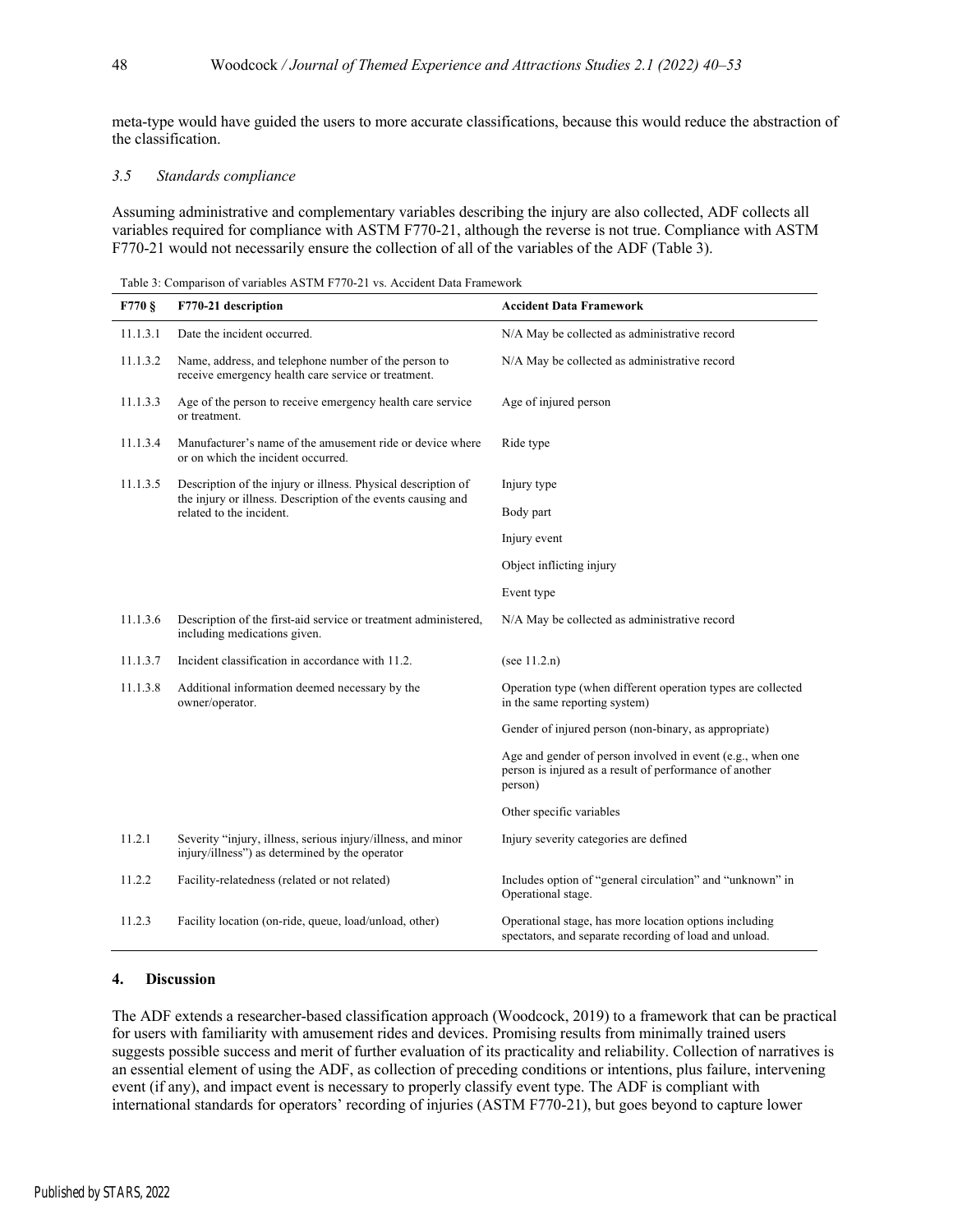meta-type would have guided the users to more accurate classifications, because this would reduce the abstraction of the classification.

### *3.5 Standards compliance*

Assuming administrative and complementary variables describing the injury are also collected, ADF collects all variables required for compliance with ASTM F770-21, although the reverse is not true. Compliance with ASTM F770-21 would not necessarily ensure the collection of all of the variables of the ADF (Table 3).

Table 3: Comparison of variables ASTM F770-21 vs. Accident Data Framework

| F770 § | F770-21 description | Accident Data Framework |
|---|---|---|
| 11.1.3.1 | Date the incident occurred. | N/A May be collected as administrative record |
| 11.1.3.2 | Name, address, and telephone number of the person to receive emergency health care service or treatment. | N/A May be collected as administrative record |
| 11.1.3.3 | Age of the person to receive emergency health care service or treatment. | Age of injured person |
| 11.1.3.4 | Manufacturer's name of the amusement ride or device where or on which the incident occurred. | Ride type |
| 11.1.3.5 | Description of the injury or illness. Physical description of the injury or illness. Description of the events causing and related to the incident. | Injury type |
| | | Body part |
| | | Injury event |
| | | Object inflicting injury |
| | | Event type |
| 11.1.3.6 | Description of the first-aid service or treatment administered, including medications given. | N/A May be collected as administrative record |
| 11.1.3.7 | Incident classification in accordance with 11.2. | (see 11.2.n) |
| 11.1.3.8 | Additional information deemed necessary by the owner/operator. | Operation type (when different operation types are collected in the same reporting system) |
| | | Gender of injured person (non-binary, as appropriate) |
| | | Age and gender of person involved in event (e.g., when one person is injured as a result of performance of another person) |
| | | Other specific variables |
| 11.2.1 | Severity "injury, illness, serious injury/illness, and minor injury/illness") as determined by the operator | Injury severity categories are defined |
| 11.2.2 | Facility-relatedness (related or not related) | Includes option of "general circulation" and "unknown" in Operational stage. |
| 11.2.3 | Facility location (on-ride, queue, load/unload, other) | Operational stage, has more location options including spectators, and separate recording of load and unload. |

## 4. Discussion

The ADF extends a researcher-based classification approach (Woodcock, 2019) to a framework that can be practical for users with familiarity with amusement rides and devices. Promising results from minimally trained users suggests possible success and merit of further evaluation of its practicality and reliability. Collection of narratives is an essential element of using the ADF, as collection of preceding conditions or intentions, plus failure, intervening event (if any), and impact event is necessary to properly classify event type. The ADF is compliant with international standards for operators' recording of injuries (ASTM F770-21), but goes beyond to capture lower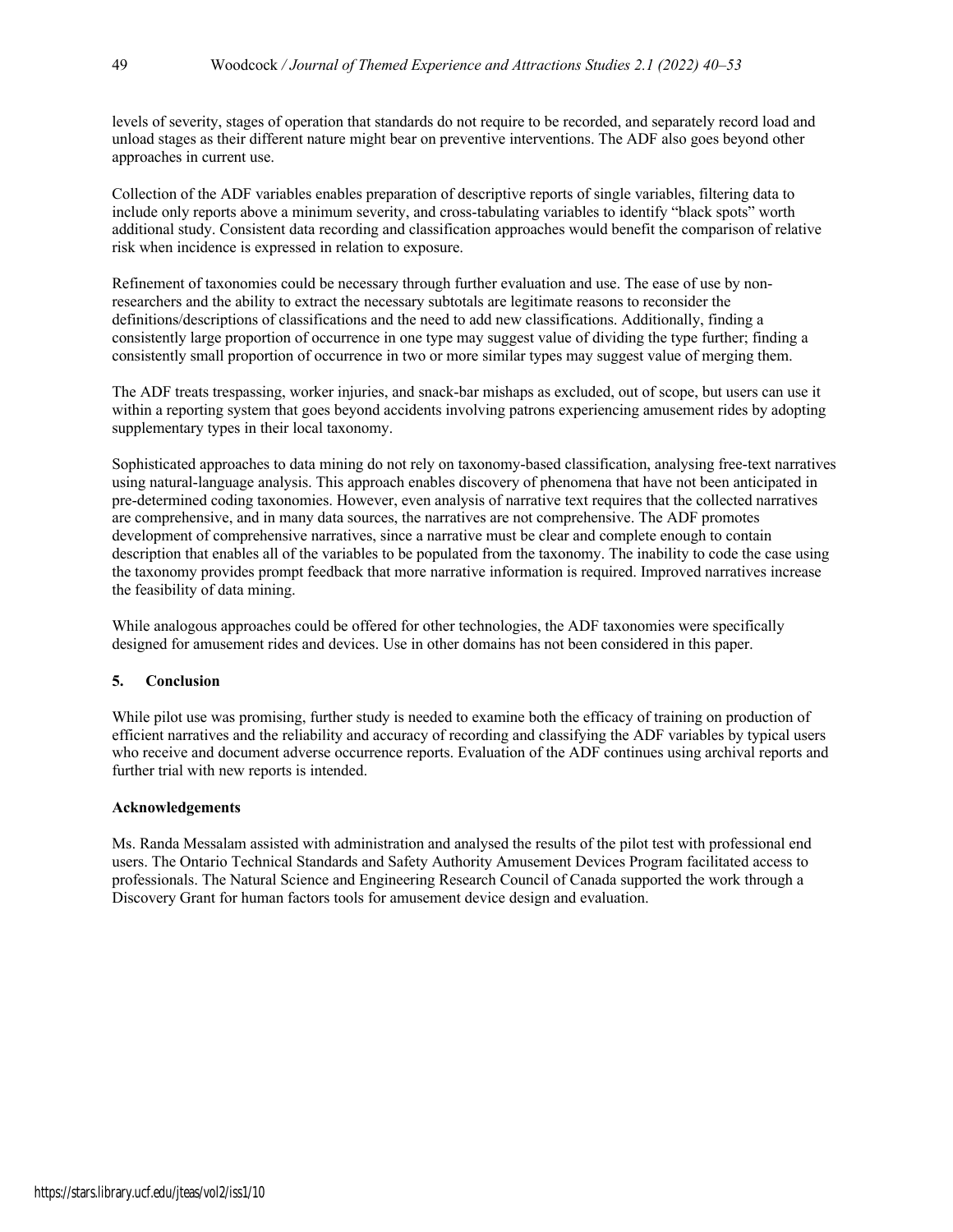levels of severity, stages of operation that standards do not require to be recorded, and separately record load and unload stages as their different nature might bear on preventive interventions. The ADF also goes beyond other approaches in current use.

Collection of the ADF variables enables preparation of descriptive reports of single variables, filtering data to include only reports above a minimum severity, and cross-tabulating variables to identify "black spots" worth additional study. Consistent data recording and classification approaches would benefit the comparison of relative risk when incidence is expressed in relation to exposure.

Refinement of taxonomies could be necessary through further evaluation and use. The ease of use by non-researchers and the ability to extract the necessary subtotals are legitimate reasons to reconsider the definitions/descriptions of classifications and the need to add new classifications. Additionally, finding a consistently large proportion of occurrence in one type may suggest value of dividing the type further; finding a consistently small proportion of occurrence in two or more similar types may suggest value of merging them.

The ADF treats trespassing, worker injuries, and snack-bar mishaps as excluded, out of scope, but users can use it within a reporting system that goes beyond accidents involving patrons experiencing amusement rides by adopting supplementary types in their local taxonomy.

Sophisticated approaches to data mining do not rely on taxonomy-based classification, analysing free-text narratives using natural-language analysis. This approach enables discovery of phenomena that have not been anticipated in pre-determined coding taxonomies. However, even analysis of narrative text requires that the collected narratives are comprehensive, and in many data sources, the narratives are not comprehensive. The ADF promotes development of comprehensive narratives, since a narrative must be clear and complete enough to contain description that enables all of the variables to be populated from the taxonomy. The inability to code the case using the taxonomy provides prompt feedback that more narrative information is required. Improved narratives increase the feasibility of data mining.

While analogous approaches could be offered for other technologies, the ADF taxonomies were specifically designed for amusement rides and devices. Use in other domains has not been considered in this paper.

## 5. Conclusion

While pilot use was promising, further study is needed to examine both the efficacy of training on production of efficient narratives and the reliability and accuracy of recording and classifying the ADF variables by typical users who receive and document adverse occurrence reports. Evaluation of the ADF continues using archival reports and further trial with new reports is intended.

### Acknowledgements

Ms. Randa Messalam assisted with administration and analysed the results of the pilot test with professional end users. The Ontario Technical Standards and Safety Authority Amusement Devices Program facilitated access to professionals. The Natural Science and Engineering Research Council of Canada supported the work through a Discovery Grant for human factors tools for amusement device design and evaluation.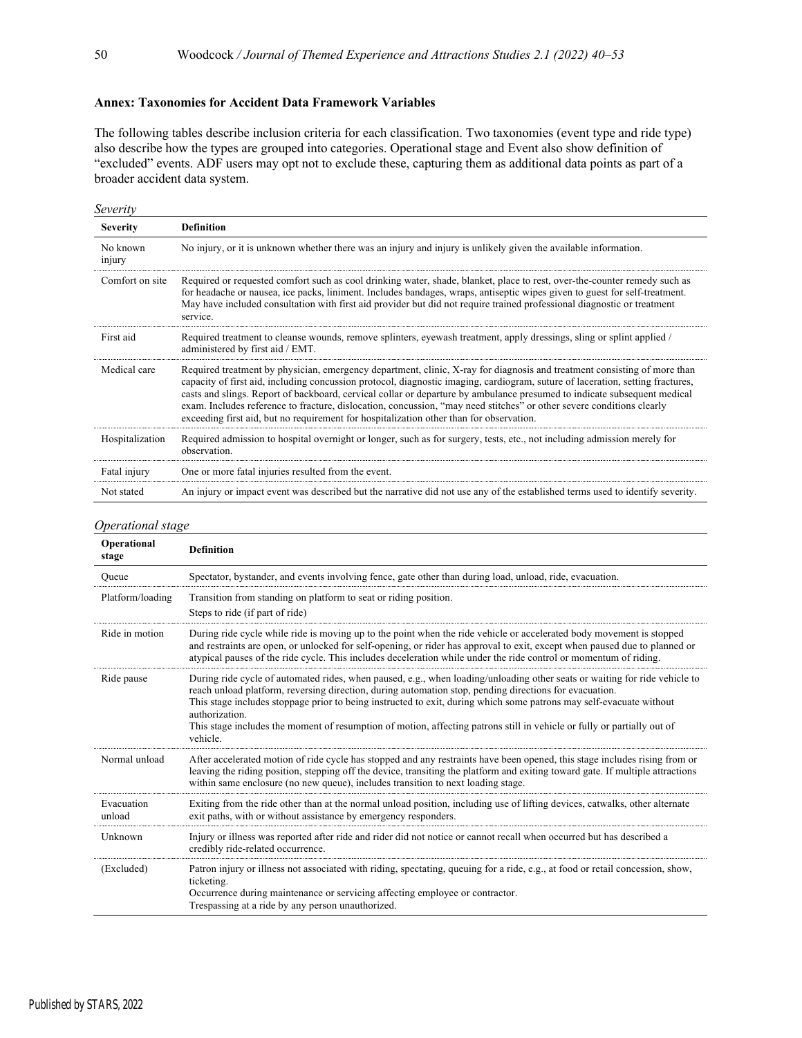## Annex: Taxonomies for Accident Data Framework Variables

The following tables describe inclusion criteria for each classification. Two taxonomies (event type and ride type) also describe how the types are grouped into categories. Operational stage and Event also show definition of "excluded" events. ADF users may opt not to exclude these, capturing them as additional data points as part of a broader accident data system.

*Severity*

| Severity | Definition |
|---|---|
| No known injury | No injury, or it is unknown whether there was an injury and injury is unlikely given the available information. |
| Comfort on site | Required or requested comfort such as cool drinking water, shade, blanket, place to rest, over-the-counter remedy such as for headache or nausea, ice packs, liniment. Includes bandages, wraps, antiseptic wipes given to guest for self-treatment. May have included consultation with first aid provider but did not require trained professional diagnostic or treatment service. |
| First aid | Required treatment to cleanse wounds, remove splinters, eyewash treatment, apply dressings, sling or splint applied / administered by first aid / EMT. |
| Medical care | Required treatment by physician, emergency department, clinic, X-ray for diagnosis and treatment consisting of more than capacity of first aid, including concussion protocol, diagnostic imaging, cardiogram, suture of laceration, setting fractures, casts and slings. Report of backboard, cervical collar or departure by ambulance presumed to indicate subsequent medical exam. Includes reference to fracture, dislocation, concussion, "may need stitches" or other severe conditions clearly exceeding first aid, but no requirement for hospitalization other than for observation. |
| Hospitalization | Required admission to hospital overnight or longer, such as for surgery, tests, etc., not including admission merely for observation. |
| Fatal injury | One or more fatal injuries resulted from the event. |
| Not stated | An injury or impact event was described but the narrative did not use any of the established terms used to identify severity. |

*Operational stage*

| Operational stage | Definition |
|---|---|
| Queue | Spectator, bystander, and events involving fence, gate other than during load, unload, ride, evacuation. |
| Platform/loading | Transition from standing on platform to seat or riding position.<br>Steps to ride (if part of ride) |
| Ride in motion | During ride cycle while ride is moving up to the point when the ride vehicle or accelerated body movement is stopped and restraints are open, or unlocked for self-opening, or rider has approval to exit, except when paused due to planned or atypical pauses of the ride cycle. This includes deceleration while under the ride control or momentum of riding. |
| Ride pause | During ride cycle of automated rides, when paused, e.g., when loading/unloading other seats or waiting for ride vehicle to reach unload platform, reversing direction, during automation stop, pending directions for evacuation.<br>This stage includes stoppage prior to being instructed to exit, during which some patrons may self-evacuate without authorization.<br>This stage includes the moment of resumption of motion, affecting patrons still in vehicle or fully or partially out of vehicle. |
| Normal unload | After accelerated motion of ride cycle has stopped and any restraints have been opened, this stage includes rising from or leaving the riding position, stepping off the device, transiting the platform and exiting toward gate. If multiple attractions within same enclosure (no new queue), includes transition to next loading stage. |
| Evacuation unload | Exiting from the ride other than at the normal unload position, including use of lifting devices, catwalks, other alternate exit paths, with or without assistance by emergency responders. |
| Unknown | Injury or illness was reported after ride and rider did not notice or cannot recall when occurred but has described a credibly ride-related occurrence. |
| (Excluded) | Patron injury or illness not associated with riding, spectating, queuing for a ride, e.g., at food or retail concession, show, ticketing.<br>Occurrence during maintenance or servicing affecting employee or contractor.<br>Trespassing at a ride by any person unauthorized. |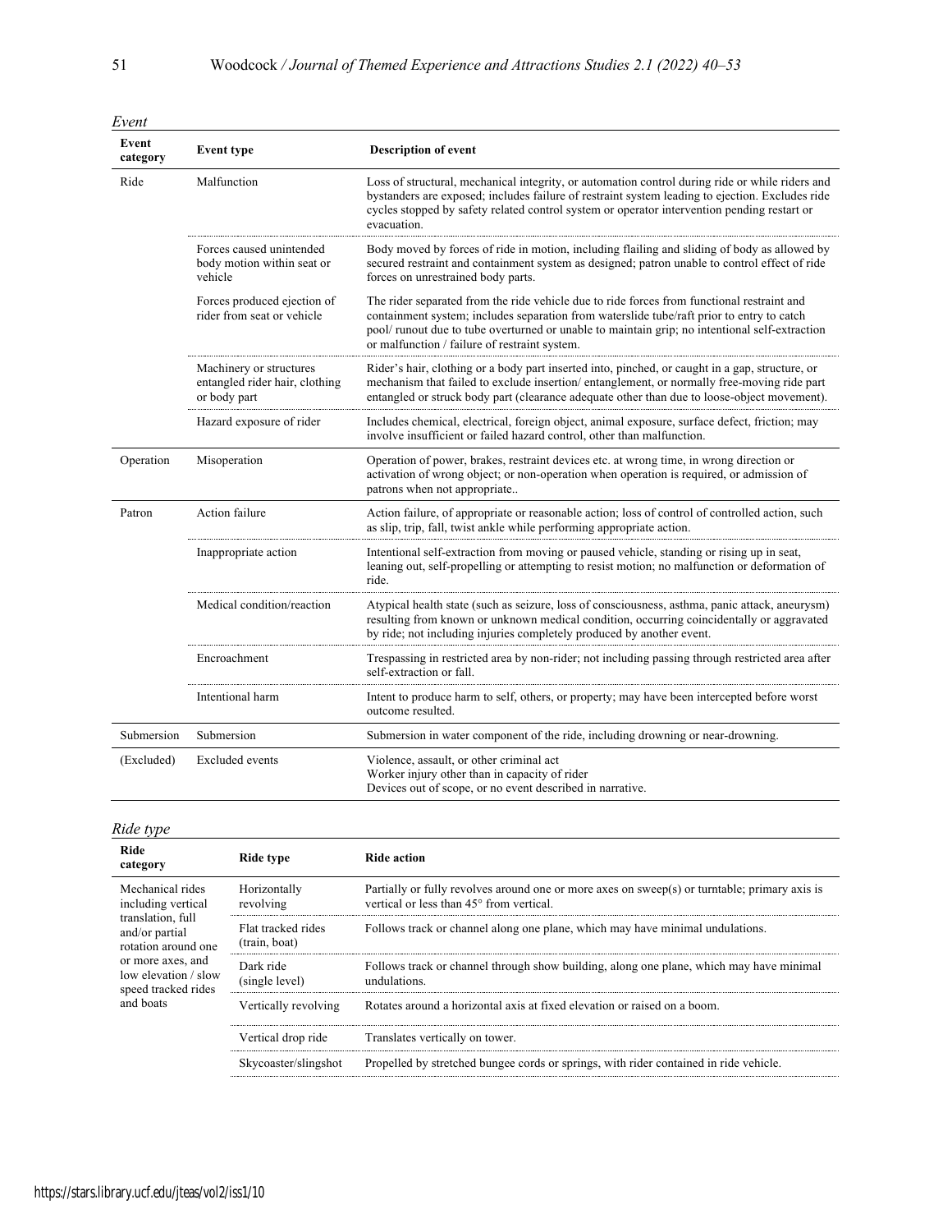*Event*

| Event category | Event type | Description of event |
|---|---|---|
| Ride | Malfunction | Loss of structural, mechanical integrity, or automation control during ride or while riders and bystanders are exposed; includes failure of restraint system leading to ejection. Excludes ride cycles stopped by safety related control system or operator intervention pending restart or evacuation. |
| | Forces caused unintended body motion within seat or vehicle | Body moved by forces of ride in motion, including flailing and sliding of body as allowed by secured restraint and containment system as designed; patron unable to control effect of ride forces on unrestrained body parts. |
| | Forces produced ejection of rider from seat or vehicle | The rider separated from the ride vehicle due to ride forces from functional restraint and containment system; includes separation from waterslide tube/raft prior to entry to catch pool/ runout due to tube overturned or unable to maintain grip; no intentional self-extraction or malfunction / failure of restraint system. |
| | Machinery or structures entangled rider hair, clothing or body part | Rider's hair, clothing or a body part inserted into, pinched, or caught in a gap, structure, or mechanism that failed to exclude insertion/ entanglement, or normally free-moving ride part entangled or struck body part (clearance adequate other than due to loose-object movement). |
| | Hazard exposure of rider | Includes chemical, electrical, foreign object, animal exposure, surface defect, friction; may involve insufficient or failed hazard control, other than malfunction. |
| Operation | Misoperation | Operation of power, brakes, restraint devices etc. at wrong time, in wrong direction or activation of wrong object; or non-operation when operation is required, or admission of patrons when not appropriate.. |
| Patron | Action failure | Action failure, of appropriate or reasonable action; loss of control of controlled action, such as slip, trip, fall, twist ankle while performing appropriate action. |
| | Inappropriate action | Intentional self-extraction from moving or paused vehicle, standing or rising up in seat, leaning out, self-propelling or attempting to resist motion; no malfunction or deformation of ride. |
| | Medical condition/reaction | Atypical health state (such as seizure, loss of consciousness, asthma, panic attack, aneurysm) resulting from known or unknown medical condition, occurring coincidentally or aggravated by ride; not including injuries completely produced by another event. |
| | Encroachment | Trespassing in restricted area by non-rider; not including passing through restricted area after self-extraction or fall. |
| | Intentional harm | Intent to produce harm to self, others, or property; may have been intercepted before worst outcome resulted. |
| Submersion | Submersion | Submersion in water component of the ride, including drowning or near-drowning. |
| (Excluded) | Excluded events | Violence, assault, or other criminal act<br>Worker injury other than in capacity of rider<br>Devices out of scope, or no event described in narrative. |

*Ride type*

| Ride category | Ride type | Ride action |
|---|---|---|
| Mechanical rides including vertical translation, full and/or partial rotation around one or more axes, and low elevation / slow speed tracked rides and boats | Horizontally revolving | Partially or fully revolves around one or more axes on sweep(s) or turntable; primary axis is vertical or less than 45° from vertical. |
| | Flat tracked rides (train, boat) | Follows track or channel along one plane, which may have minimal undulations. |
| | Dark ride (single level) | Follows track or channel through show building, along one plane, which may have minimal undulations. |
| | Vertically revolving | Rotates around a horizontal axis at fixed elevation or raised on a boom. |
| | Vertical drop ride | Translates vertically on tower. |
| | Skycoaster/slingshot | Propelled by stretched bungee cords or springs, with rider contained in ride vehicle. |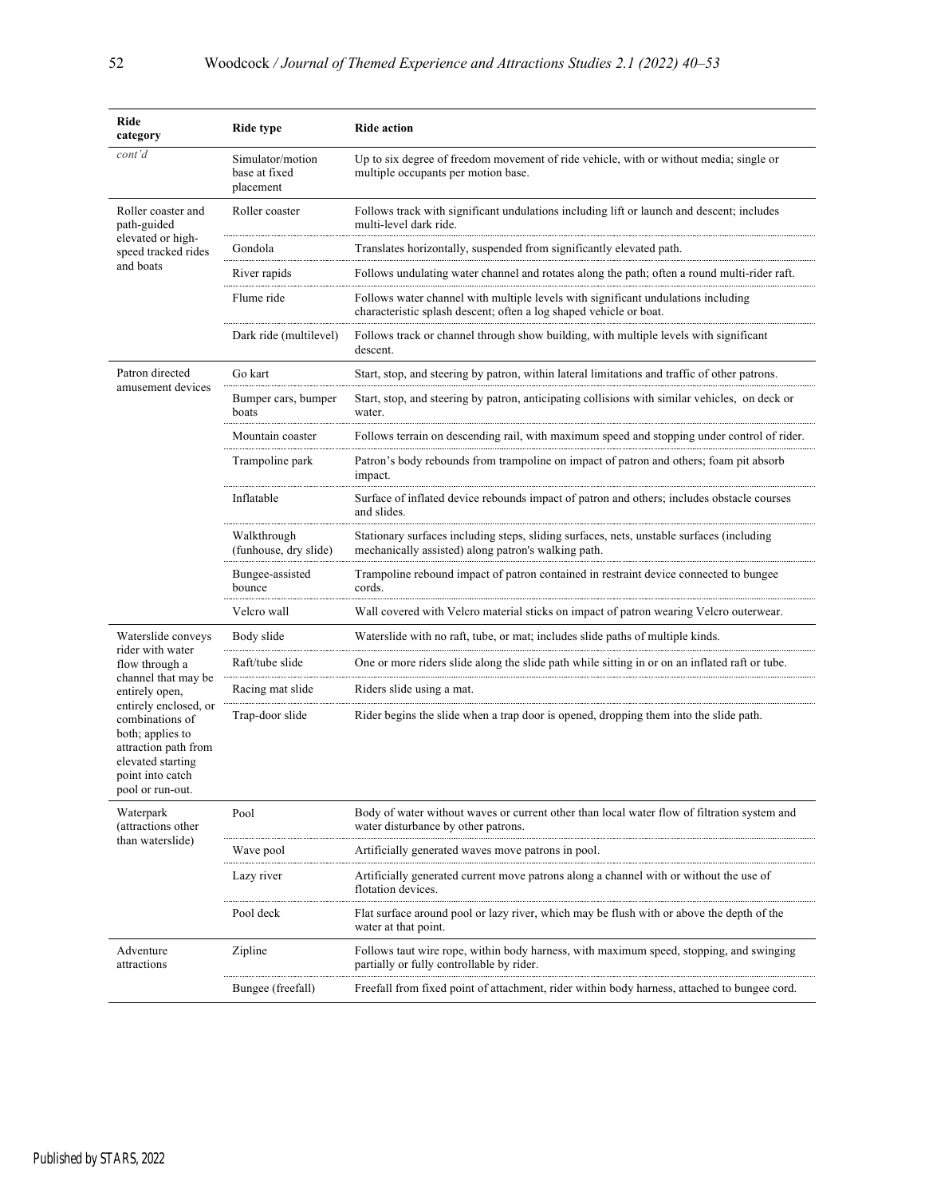| Ride category | Ride type | Ride action |
|---|---|---|
| *cont'd* | Simulator/motion base at fixed placement | Up to six degree of freedom movement of ride vehicle, with or without media; single or multiple occupants per motion base. |
| Roller coaster and path-guided elevated or high-speed tracked rides and boats | Roller coaster | Follows track with significant undulations including lift or launch and descent; includes multi-level dark ride. |
| | Gondola | Translates horizontally, suspended from significantly elevated path. |
| | River rapids | Follows undulating water channel and rotates along the path; often a round multi-rider raft. |
| | Flume ride | Follows water channel with multiple levels with significant undulations including characteristic splash descent; often a log shaped vehicle or boat. |
| | Dark ride (multilevel) | Follows track or channel through show building, with multiple levels with significant descent. |
| Patron directed amusement devices | Go kart | Start, stop, and steering by patron, within lateral limitations and traffic of other patrons. |
| | Bumper cars, bumper boats | Start, stop, and steering by patron, anticipating collisions with similar vehicles, on deck or water. |
| | Mountain coaster | Follows terrain on descending rail, with maximum speed and stopping under control of rider. |
| | Trampoline park | Patron's body rebounds from trampoline on impact of patron and others; foam pit absorb impact. |
| | Inflatable | Surface of inflated device rebounds impact of patron and others; includes obstacle courses and slides. |
| | Walkthrough (funhouse, dry slide) | Stationary surfaces including steps, sliding surfaces, nets, unstable surfaces (including mechanically assisted) along patron's walking path. |
| | Bungee-assisted bounce | Trampoline rebound impact of patron contained in restraint device connected to bungee cords. |
| | Velcro wall | Wall covered with Velcro material sticks on impact of patron wearing Velcro outerwear. |
| Waterslide conveys rider with water flow through a channel that may be entirely open, entirely enclosed, or combinations of both; applies to attraction path from elevated starting point into catch pool or run-out. | Body slide | Waterslide with no raft, tube, or mat; includes slide paths of multiple kinds. |
| | Raft/tube slide | One or more riders slide along the slide path while sitting in or on an inflated raft or tube. |
| | Racing mat slide | Riders slide using a mat. |
| | Trap-door slide | Rider begins the slide when a trap door is opened, dropping them into the slide path. |
| Waterpark (attractions other than waterslide) | Pool | Body of water without waves or current other than local water flow of filtration system and water disturbance by other patrons. |
| | Wave pool | Artificially generated waves move patrons in pool. |
| | Lazy river | Artificially generated current move patrons along a channel with or without the use of flotation devices. |
| | Pool deck | Flat surface around pool or lazy river, which may be flush with or above the depth of the water at that point. |
| Adventure attractions | Zipline | Follows taut wire rope, within body harness, with maximum speed, stopping, and swinging partially or fully controllable by rider. |
| | Bungee (freefall) | Freefall from fixed point of attachment, rider within body harness, attached to bungee cord. |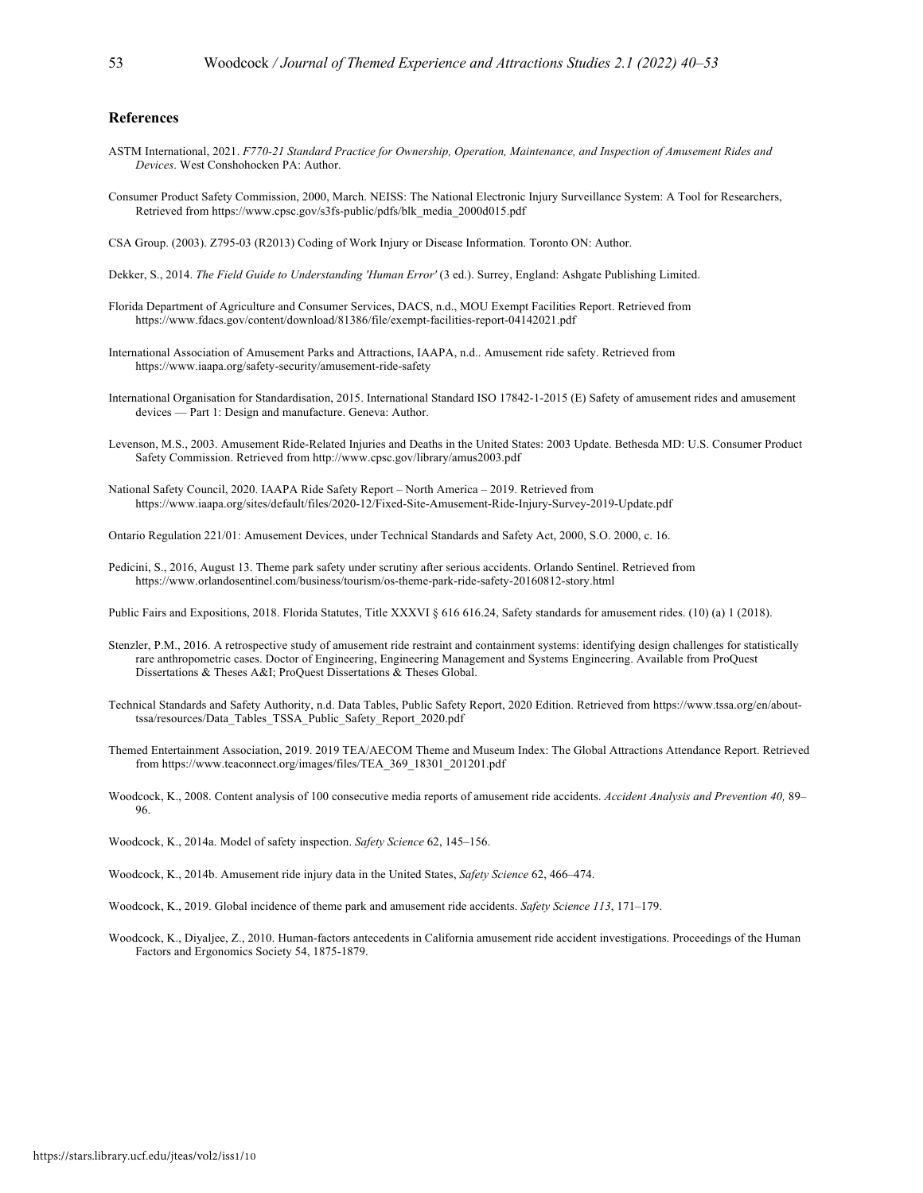## References

ASTM International, 2021. *F770-21 Standard Practice for Ownership, Operation, Maintenance, and Inspection of Amusement Rides and Devices*. West Conshohocken PA: Author.

Consumer Product Safety Commission, 2000, March. NEISS: The National Electronic Injury Surveillance System: A Tool for Researchers, Retrieved from https://www.cpsc.gov/s3fs-public/pdfs/blk_media_2000d015.pdf

CSA Group. (2003). Z795-03 (R2013) Coding of Work Injury or Disease Information. Toronto ON: Author.

Dekker, S., 2014. *The Field Guide to Understanding 'Human Error'* (3 ed.). Surrey, England: Ashgate Publishing Limited.

Florida Department of Agriculture and Consumer Services, DACS, n.d., MOU Exempt Facilities Report. Retrieved from https://www.fdacs.gov/content/download/81386/file/exempt-facilities-report-04142021.pdf

International Association of Amusement Parks and Attractions, IAAPA, n.d.. Amusement ride safety. Retrieved from https://www.iaapa.org/safety-security/amusement-ride-safety

International Organisation for Standardisation, 2015. International Standard ISO 17842-1-2015 (E) Safety of amusement rides and amusement devices — Part 1: Design and manufacture. Geneva: Author.

Levenson, M.S., 2003. Amusement Ride-Related Injuries and Deaths in the United States: 2003 Update. Bethesda MD: U.S. Consumer Product Safety Commission. Retrieved from http://www.cpsc.gov/library/amus2003.pdf

National Safety Council, 2020. IAAPA Ride Safety Report – North America – 2019. Retrieved from https://www.iaapa.org/sites/default/files/2020-12/Fixed-Site-Amusement-Ride-Injury-Survey-2019-Update.pdf

Ontario Regulation 221/01: Amusement Devices, under Technical Standards and Safety Act, 2000, S.O. 2000, c. 16.

Pedicini, S., 2016, August 13. Theme park safety under scrutiny after serious accidents. Orlando Sentinel. Retrieved from https://www.orlandosentinel.com/business/tourism/os-theme-park-ride-safety-20160812-story.html

Public Fairs and Expositions, 2018. Florida Statutes, Title XXXVI § 616 616.24, Safety standards for amusement rides. (10) (a) 1 (2018).

Stenzler, P.M., 2016. A retrospective study of amusement ride restraint and containment systems: identifying design challenges for statistically rare anthropometric cases. Doctor of Engineering, Engineering Management and Systems Engineering. Available from ProQuest Dissertations & Theses A&I; ProQuest Dissertations & Theses Global.

Technical Standards and Safety Authority, n.d. Data Tables, Public Safety Report, 2020 Edition. Retrieved from https://www.tssa.org/en/about-tssa/resources/Data_Tables_TSSA_Public_Safety_Report_2020.pdf

Themed Entertainment Association, 2019. 2019 TEA/AECOM Theme and Museum Index: The Global Attractions Attendance Report. Retrieved from https://www.teaconnect.org/images/files/TEA_369_18301_201201.pdf

Woodcock, K., 2008. Content analysis of 100 consecutive media reports of amusement ride accidents. *Accident Analysis and Prevention 40,* 89–96.

Woodcock, K., 2014a. Model of safety inspection. *Safety Science* 62, 145–156.

Woodcock, K., 2014b. Amusement ride injury data in the United States, *Safety Science* 62, 466–474.

Woodcock, K., 2019. Global incidence of theme park and amusement ride accidents. *Safety Science 113*, 171–179.

Woodcock, K., Diyaljee, Z., 2010. Human-factors antecedents in California amusement ride accident investigations. Proceedings of the Human Factors and Ergonomics Society 54, 1875-1879.